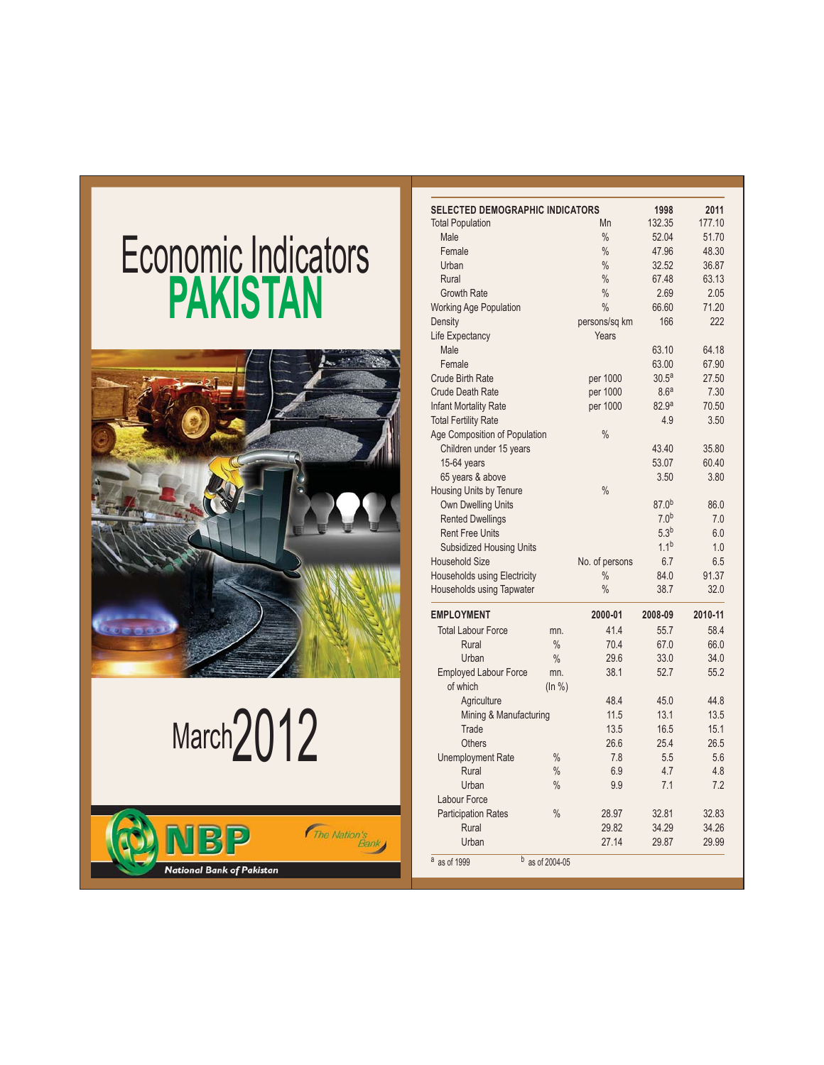# Economic Indicators
# PAKISTAN

March 2012

NBP
National Bank of Pakistan
The Nation's Bank

| SELECTED DEMOGRAPHIC INDICATORS | | 1998 | 2011 |
|---|---|---|---|
| Total Population | Mn | 132.35 | 177.10 |
| Male | % | 52.04 | 51.70 |
| Female | % | 47.96 | 48.30 |
| Urban | % | 32.52 | 36.87 |
| Rural | % | 67.48 | 63.13 |
| Growth Rate | % | 2.69 | 2.05 |
| Working Age Population | % | 66.60 | 71.20 |
| Density | persons/sq km | 166 | 222 |
| Life Expectancy | Years | | |
| Male | | 63.10 | 64.18 |
| Female | | 63.00 | 67.90 |
| Crude Birth Rate | per 1000 | 30.5[a] | 27.50 |
| Crude Death Rate | per 1000 | 8.6[a] | 7.30 |
| Infant Mortality Rate | per 1000 | 82.9[a] | 70.50 |
| Total Fertility Rate | | 4.9 | 3.50 |
| Age Composition of Population | % | | |
| Children under 15 years | | 43.40 | 35.80 |
| 15-64 years | | 53.07 | 60.40 |
| 65 years & above | | 3.50 | 3.80 |
| Housing Units by Tenure | % | | |
| Own Dwelling Units | | 87.0[b] | 86.0 |
| Rented Dwellings | | 7.0[b] | 7.0 |
| Rent Free Units | | 5.3[b] | 6.0 |
| Subsidized Housing Units | | 1.1[b] | 1.0 |
| Household Size | No. of persons | 6.7 | 6.5 |
| Households using Electricity | % | 84.0 | 91.37 |
| Households using Tapwater | % | 38.7 | 32.0 |

| EMPLOYMENT | | 2000-01 | 2008-09 | 2010-11 |
|---|---|---|---|---|
| Total Labour Force | mn. | 41.4 | 55.7 | 58.4 |
| Rural | % | 70.4 | 67.0 | 66.0 |
| Urban | % | 29.6 | 33.0 | 34.0 |
| Employed Labour Force | mn. | 38.1 | 52.7 | 55.2 |
| of which | (In %) | | | |
| Agriculture | | 48.4 | 45.0 | 44.8 |
| Mining & Manufacturing | | 11.5 | 13.1 | 13.5 |
| Trade | | 13.5 | 16.5 | 15.1 |
| Others | | 26.6 | 25.4 | 26.5 |
| Unemployment Rate | % | 7.8 | 5.5 | 5.6 |
| Rural | % | 6.9 | 4.7 | 4.8 |
| Urban | % | 9.9 | 7.1 | 7.2 |
| Labour Force Participation Rates | % | 28.97 | 32.81 | 32.83 |
| Rural | | 29.82 | 34.29 | 34.26 |
| Urban | | 27.14 | 29.87 | 29.99 |

[a] as of 1999 [b] as of 2004-05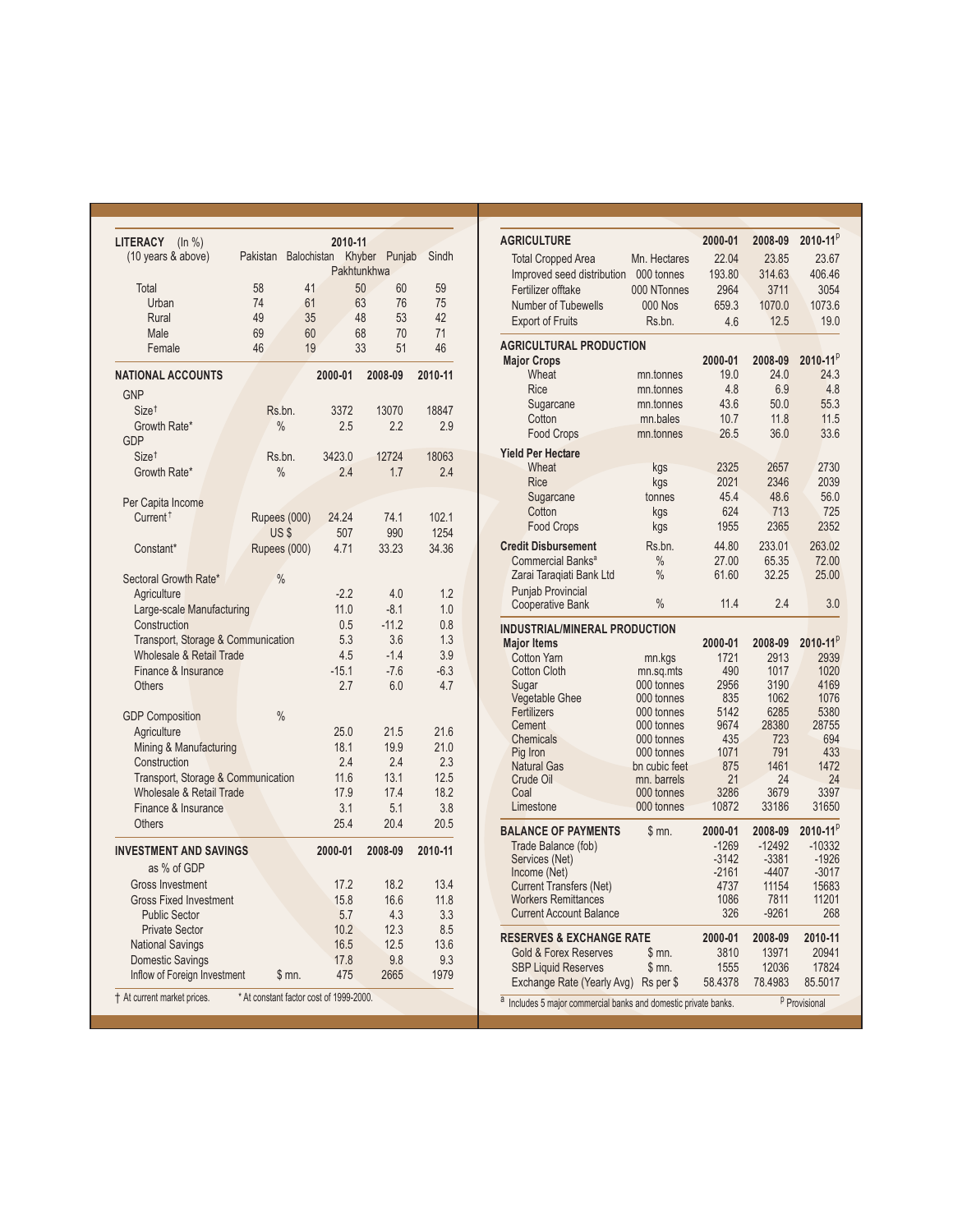## LITERACY (In %)

| (10 years & above) | Pakistan | Balochistan | Khyber Pakhtunkhwa | Punjab | Sindh |
|---|---|---|---|---|---|
| | 2010-11 | | | | |
| Total | 58 | 41 | 50 | 60 | 59 |
| Urban | 74 | 61 | 63 | 76 | 75 |
| Rural | 49 | 35 | 48 | 53 | 42 |
| Male | 69 | 60 | 68 | 70 | 71 |
| Female | 46 | 19 | 33 | 51 | 46 |

## NATIONAL ACCOUNTS

| | | 2000-01 | 2008-09 | 2010-11 |
|---|---|---|---|---|
| **GNP** | | | | |
| Size† | Rs.bn. | 3372 | 13070 | 18847 |
| Growth Rate* | % | 2.5 | 2.2 | 2.9 |
| **GDP** | | | | |
| Size† | Rs.bn. | 3423.0 | 12724 | 18063 |
| Growth Rate* | % | 2.4 | 1.7 | 2.4 |
| **Per Capita Income** | | | | |
| Current† | Rupees (000) | 24.24 | 74.1 | 102.1 |
| | US $ | 507 | 990 | 1254 |
| Constant* | Rupees (000) | 4.71 | 33.23 | 34.36 |
| **Sectoral Growth Rate*** | % | | | |
| Agriculture | | -2.2 | 4.0 | 1.2 |
| Large-scale Manufacturing | | 11.0 | -8.1 | 1.0 |
| Construction | | 0.5 | -11.2 | 0.8 |
| Transport, Storage & Communication | | 5.3 | 3.6 | 1.3 |
| Wholesale & Retail Trade | | 4.5 | -1.4 | 3.9 |
| Finance & Insurance | | -15.1 | -7.6 | -6.3 |
| Others | | 2.7 | 6.0 | 4.7 |
| **GDP Composition** | % | | | |
| Agriculture | | 25.0 | 21.5 | 21.6 |
| Mining & Manufacturing | | 18.1 | 19.9 | 21.0 |
| Construction | | 2.4 | 2.4 | 2.3 |
| Transport, Storage & Communication | | 11.6 | 13.1 | 12.5 |
| Wholesale & Retail Trade | | 17.9 | 17.4 | 18.2 |
| Finance & Insurance | | 3.1 | 5.1 | 3.8 |
| Others | | 25.4 | 20.4 | 20.5 |

## INVESTMENT AND SAVINGS

| as % of GDP | | 2000-01 | 2008-09 | 2010-11 |
|---|---|---|---|---|
| Gross Investment | | 17.2 | 18.2 | 13.4 |
| Gross Fixed Investment | | 15.8 | 16.6 | 11.8 |
| Public Sector | | 5.7 | 4.3 | 3.3 |
| Private Sector | | 10.2 | 12.3 | 8.5 |
| National Savings | | 16.5 | 12.5 | 13.6 |
| Domestic Savings | | 17.8 | 9.8 | 9.3 |
| Inflow of Foreign Investment | $ mn. | 475 | 2665 | 1979 |

† At current market prices. * At constant factor cost of 1999-2000.

## AGRICULTURE

| | | 2000-01 | 2008-09 | 2010-11[P] |
|---|---|---|---|---|
| Total Cropped Area | Mn. Hectares | 22.04 | 23.85 | 23.67 |
| Improved seed distribution | 000 tonnes | 193.80 | 314.63 | 406.46 |
| Fertilizer offtake | 000 NTonnes | 2964 | 3711 | 3054 |
| Number of Tubewells | 000 Nos | 659.3 | 1070.0 | 1073.6 |
| Export of Fruits | Rs.bn. | 4.6 | 12.5 | 19.0 |

## AGRICULTURAL PRODUCTION

| **Major Crops** | | 2000-01 | 2008-09 | 2010-11[P] |
|---|---|---|---|---|
| Wheat | mn.tonnes | 19.0 | 24.0 | 24.3 |
| Rice | mn.tonnes | 4.8 | 6.9 | 4.8 |
| Sugarcane | mn.tonnes | 43.6 | 50.0 | 55.3 |
| Cotton | mn.bales | 10.7 | 11.8 | 11.5 |
| Food Crops | mn.tonnes | 26.5 | 36.0 | 33.6 |
| **Yield Per Hectare** | | | | |
| Wheat | kgs | 2325 | 2657 | 2730 |
| Rice | kgs | 2021 | 2346 | 2039 |
| Sugarcane | tonnes | 45.4 | 48.6 | 56.0 |
| Cotton | kgs | 624 | 713 | 725 |
| Food Crops | kgs | 1955 | 2365 | 2352 |
| **Credit Disbursement** | Rs.bn. | 44.80 | 233.01 | 263.02 |
| Commercial Banks[a] | % | 27.00 | 65.35 | 72.00 |
| Zarai Taraqiati Bank Ltd | % | 61.60 | 32.25 | 25.00 |
| Punjab Provincial Cooperative Bank | % | 11.4 | 2.4 | 3.0 |

## INDUSTRIAL/MINERAL PRODUCTION

| **Major Items** | | 2000-01 | 2008-09 | 2010-11[P] |
|---|---|---|---|---|
| Cotton Yarn | mn.kgs | 1721 | 2913 | 2939 |
| Cotton Cloth | mn.sq.mts | 490 | 1017 | 1020 |
| Sugar | 000 tonnes | 2956 | 3190 | 4169 |
| Vegetable Ghee | 000 tonnes | 835 | 1062 | 1076 |
| Fertilizers | 000 tonnes | 5142 | 6285 | 5380 |
| Cement | 000 tonnes | 9674 | 28380 | 28755 |
| Chemicals | 000 tonnes | 435 | 723 | 694 |
| Pig Iron | 000 tonnes | 1071 | 791 | 433 |
| Natural Gas | bn cubic feet | 875 | 1461 | 1472 |
| Crude Oil | mn. barrels | 21 | 24 | 24 |
| Coal | 000 tonnes | 3286 | 3679 | 3397 |
| Limestone | 000 tonnes | 10872 | 33186 | 31650 |

## BALANCE OF PAYMENTS

| $ mn. | 2000-01 | 2008-09 | 2010-11[P] |
|---|---|---|---|
| Trade Balance (fob) | -1269 | -12492 | -10332 |
| Services (Net) | -3142 | -3381 | -1926 |
| Income (Net) | -2161 | -4407 | -3017 |
| Current Transfers (Net) | 4737 | 11154 | 15683 |
| Workers Remittances | 1086 | 7811 | 11201 |
| Current Account Balance | 326 | -9261 | 268 |

## RESERVES & EXCHANGE RATE

| | | 2000-01 | 2008-09 | 2010-11 |
|---|---|---|---|---|
| Gold & Forex Reserves | $ mn. | 3810 | 13971 | 20941 |
| SBP Liquid Reserves | $ mn. | 1555 | 12036 | 17824 |
| Exchange Rate (Yearly Avg) | Rs per $ | 58.4378 | 78.4983 | 85.5017 |

[a] Includes 5 major commercial banks and domestic private banks. [P] Provisional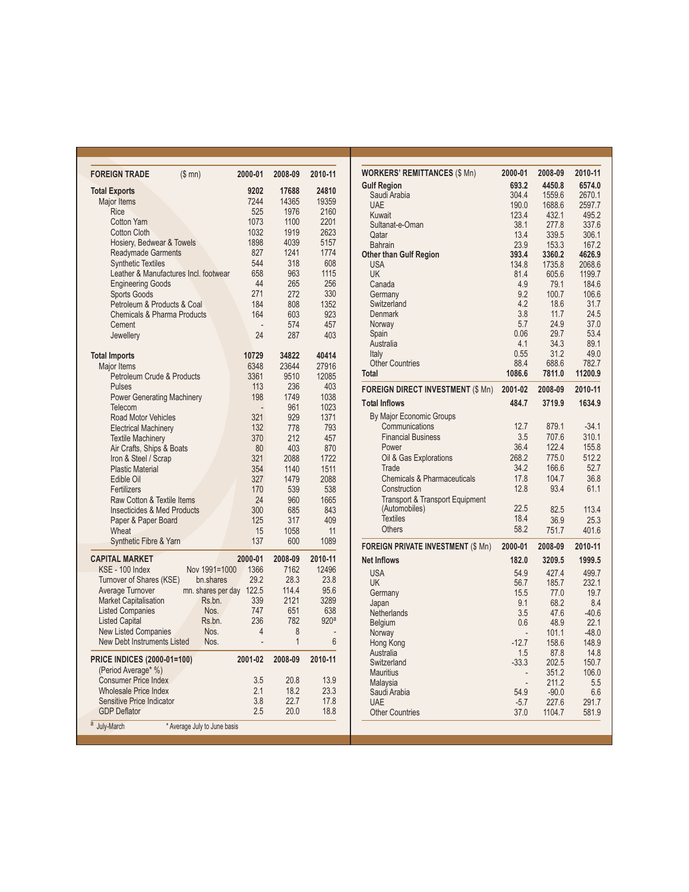| FOREIGN TRADE ($ mn) | 2000-01 | 2008-09 | 2010-11 |
|---|---|---|---|
| **Total Exports** | **9202** | **17688** | **24810** |
| Major Items | 7244 | 14365 | 19359 |
| Rice | 525 | 1976 | 2160 |
| Cotton Yarn | 1073 | 1100 | 2201 |
| Cotton Cloth | 1032 | 1919 | 2623 |
| Hosiery, Bedwear & Towels | 1898 | 4039 | 5157 |
| Readymade Garments | 827 | 1241 | 1774 |
| Synthetic Textiles | 544 | 318 | 608 |
| Leather & Manufactures Incl. footwear | 658 | 963 | 1115 |
| Engineering Goods | 44 | 265 | 256 |
| Sports Goods | 271 | 272 | 330 |
| Petroleum & Products & Coal | 184 | 808 | 1352 |
| Chemicals & Pharma Products | 164 | 603 | 923 |
| Cement | - | 574 | 457 |
| Jewellery | 24 | 287 | 403 |
| **Total Imports** | **10729** | **34822** | **40414** |
| Major Items | 6348 | 23644 | 27916 |
| Petroleum Crude & Products | 3361 | 9510 | 12085 |
| Pulses | 113 | 236 | 403 |
| Power Generating Machinery | 198 | 1749 | 1038 |
| Telecom | - | 961 | 1023 |
| Road Motor Vehicles | 321 | 929 | 1371 |
| Electrical Machinery | 132 | 778 | 793 |
| Textile Machinery | 370 | 212 | 457 |
| Air Crafts, Ships & Boats | 80 | 403 | 870 |
| Iron & Steel / Scrap | 321 | 2088 | 1722 |
| Plastic Material | 354 | 1140 | 1511 |
| Edible Oil | 327 | 1479 | 2088 |
| Fertilizers | 170 | 539 | 538 |
| Raw Cotton & Textile Items | 24 | 960 | 1665 |
| Insecticides & Med Products | 300 | 685 | 843 |
| Paper & Paper Board | 125 | 317 | 409 |
| Wheat | 15 | 1058 | 11 |
| Synthetic Fibre & Yarn | 137 | 600 | 1089 |

| CAPITAL MARKET | | 2000-01 | 2008-09 | 2010-11 |
|---|---|---|---|---|
| KSE - 100 Index | Nov 1991=1000 | 1366 | 7162 | 12496 |
| Turnover of Shares (KSE) | bn.shares | 29.2 | 28.3 | 23.8 |
| Average Turnover | mn. shares per day | 122.5 | 114.4 | 95.6 |
| Market Capitalisation | Rs.bn. | 339 | 2121 | 3289 |
| Listed Companies | Nos. | 747 | 651 | 638 |
| Listed Capital | Rs.bn. | 236 | 782 | 920[a] |
| New Listed Companies | Nos. | 4 | 8 | - |
| New Debt Instruments Listed | Nos. | - | 1 | 6 |

| PRICE INDICES (2000-01=100) (Period Average* %) | 2001-02 | 2008-09 | 2010-11 |
|---|---|---|---|
| Consumer Price Index | 3.5 | 20.8 | 13.9 |
| Wholesale Price Index | 2.1 | 18.2 | 23.3 |
| Sensitive Price Indicator | 3.8 | 22.7 | 17.8 |
| GDP Deflator | 2.5 | 20.0 | 18.8 |

[a] July-March * Average July to June basis

| WORKERS' REMITTANCES ($ Mn) | 2000-01 | 2008-09 | 2010-11 |
|---|---|---|---|
| **Gulf Region** | **693.2** | **4450.8** | **6574.0** |
| Saudi Arabia | 304.4 | 1559.6 | 2670.1 |
| UAE | 190.0 | 1688.6 | 2597.7 |
| Kuwait | 123.4 | 432.1 | 495.2 |
| Sultanat-e-Oman | 38.1 | 277.8 | 337.6 |
| Qatar | 13.4 | 339.5 | 306.1 |
| Bahrain | 23.9 | 153.3 | 167.2 |
| **Other than Gulf Region** | **393.4** | **3360.2** | **4626.9** |
| USA | 134.8 | 1735.8 | 2068.6 |
| UK | 81.4 | 605.6 | 1199.7 |
| Canada | 4.9 | 79.1 | 184.6 |
| Germany | 9.2 | 100.7 | 106.6 |
| Switzerland | 4.2 | 18.6 | 31.7 |
| Denmark | 3.8 | 11.7 | 24.5 |
| Norway | 5.7 | 24.9 | 37.0 |
| Spain | 0.06 | 29.7 | 53.4 |
| Australia | 4.1 | 34.3 | 89.1 |
| Italy | 0.55 | 31.2 | 49.0 |
| Other Countries | 88.4 | 688.6 | 782.7 |
| **Total** | **1086.6** | **7811.0** | **11200.9** |

| FOREIGN DIRECT INVESTMENT ($ Mn) | 2001-02 | 2008-09 | 2010-11 |
|---|---|---|---|
| **Total Inflows** | **484.7** | **3719.9** | **1634.9** |
| By Major Economic Groups | | | |
| Communications | 12.7 | 879.1 | -34.1 |
| Financial Business | 3.5 | 707.6 | 310.1 |
| Power | 36.4 | 122.4 | 155.8 |
| Oil & Gas Explorations | 268.2 | 775.0 | 512.2 |
| Trade | 34.2 | 166.6 | 52.7 |
| Chemicals & Pharmaceuticals | 17.8 | 104.7 | 36.8 |
| Construction | 12.8 | 93.4 | 61.1 |
| Transport & Transport Equipment (Automobiles) | 22.5 | 82.5 | 113.4 |
| Textiles | 18.4 | 36.9 | 25.3 |
| Others | 58.2 | 751.7 | 401.6 |

| FOREIGN PRIVATE INVESTMENT ($ Mn) | 2000-01 | 2008-09 | 2010-11 |
|---|---|---|---|
| **Net Inflows** | **182.0** | **3209.5** | **1999.5** |
| USA | 54.9 | 427.4 | 499.7 |
| UK | 56.7 | 185.7 | 232.1 |
| Germany | 15.5 | 77.0 | 19.7 |
| Japan | 9.1 | 68.2 | 8.4 |
| Netherlands | 3.5 | 47.6 | -40.6 |
| Belgium | 0.6 | 48.9 | 22.1 |
| Norway | - | 101.1 | -48.0 |
| Hong Kong | -12.7 | 158.6 | 148.9 |
| Australia | 1.5 | 87.8 | 14.8 |
| Switzerland | -33.3 | 202.5 | 150.7 |
| Mauritius | - | 351.2 | 106.0 |
| Malaysia | - | 211.2 | 5.5 |
| Saudi Arabia | 54.9 | -90.0 | 6.6 |
| UAE | -5.7 | 227.6 | 291.7 |
| Other Countries | 37.0 | 1104.7 | 581.9 |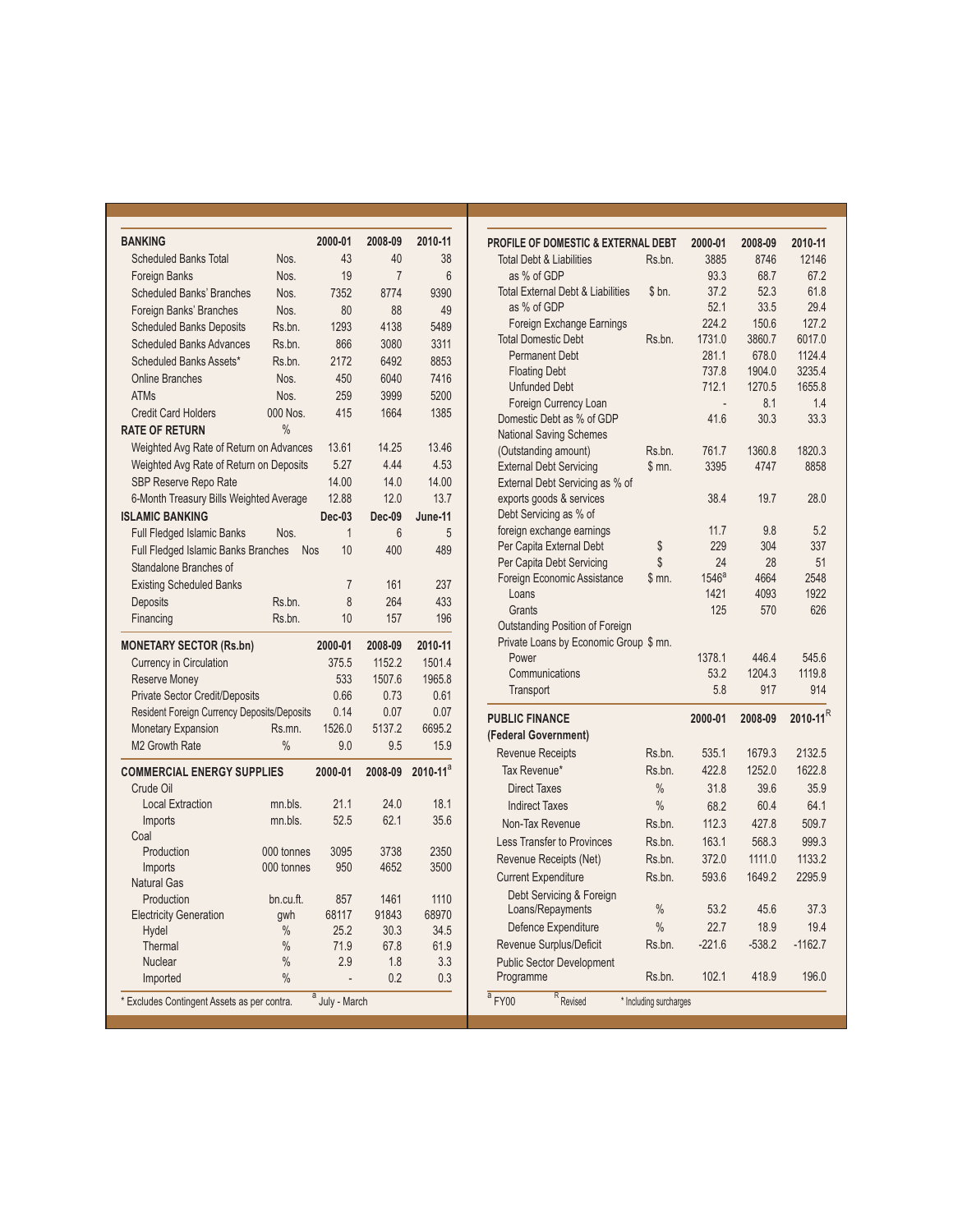| BANKING | | 2000-01 | 2008-09 | 2010-11 |
|---|---|---|---|---|
| Scheduled Banks Total | Nos. | 43 | 40 | 38 |
| Foreign Banks | Nos. | 19 | 7 | 6 |
| Scheduled Banks' Branches | Nos. | 7352 | 8774 | 9390 |
| Foreign Banks' Branches | Nos. | 80 | 88 | 49 |
| Scheduled Banks Deposits | Rs.bn. | 1293 | 4138 | 5489 |
| Scheduled Banks Advances | Rs.bn. | 866 | 3080 | 3311 |
| Scheduled Banks Assets* | Rs.bn. | 2172 | 6492 | 8853 |
| Online Branches | Nos. | 450 | 6040 | 7416 |
| ATMs | Nos. | 259 | 3999 | 5200 |
| Credit Card Holders | 000 Nos. | 415 | 1664 | 1385 |
| **RATE OF RETURN** | % | | | |
| Weighted Avg Rate of Return on Advances | | 13.61 | 14.25 | 13.46 |
| Weighted Avg Rate of Return on Deposits | | 5.27 | 4.44 | 4.53 |
| SBP Reserve Repo Rate | | 14.00 | 14.0 | 14.00 |
| 6-Month Treasury Bills Weighted Average | | 12.88 | 12.0 | 13.7 |
| **ISLAMIC BANKING** | | **Dec-03** | **Dec-09** | **June-11** |
| Full Fledged Islamic Banks | Nos. | 1 | 6 | 5 |
| Full Fledged Islamic Banks Branches | Nos | 10 | 400 | 489 |
| Standalone Branches of Existing Scheduled Banks | | 7 | 161 | 237 |
| Deposits | Rs.bn. | 8 | 264 | 433 |
| Financing | Rs.bn. | 10 | 157 | 196 |

| MONETARY SECTOR (Rs.bn) | | 2000-01 | 2008-09 | 2010-11 |
|---|---|---|---|---|
| Currency in Circulation | | 375.5 | 1152.2 | 1501.4 |
| Reserve Money | | 533 | 1507.6 | 1965.8 |
| Private Sector Credit/Deposits | | 0.66 | 0.73 | 0.61 |
| Resident Foreign Currency Deposits/Deposits | | 0.14 | 0.07 | 0.07 |
| Monetary Expansion | Rs.mn. | 1526.0 | 5137.2 | 6695.2 |
| M2 Growth Rate | % | 9.0 | 9.5 | 15.9 |

| COMMERCIAL ENERGY SUPPLIES | | 2000-01 | 2008-09 | 2010-11[a] |
|---|---|---|---|---|
| Crude Oil | | | | |
| Local Extraction | mn.bls. | 21.1 | 24.0 | 18.1 |
| Imports | mn.bls. | 52.5 | 62.1 | 35.6 |
| Coal | | | | |
| Production | 000 tonnes | 3095 | 3738 | 2350 |
| Imports | 000 tonnes | 950 | 4652 | 3500 |
| Natural Gas | | | | |
| Production | bn.cu.ft. | 857 | 1461 | 1110 |
| Electricity Generation | gwh | 68117 | 91843 | 68970 |
| Hydel | % | 25.2 | 30.3 | 34.5 |
| Thermal | % | 71.9 | 67.8 | 61.9 |
| Nuclear | % | 2.9 | 1.8 | 3.3 |
| Imported | % | - | 0.2 | 0.3 |

\* Excludes Contingent Assets as per contra. [a] July - March

| PROFILE OF DOMESTIC & EXTERNAL DEBT | | 2000-01 | 2008-09 | 2010-11 |
|---|---|---|---|---|
| Total Debt & Liabilities | Rs.bn. | 3885 | 8746 | 12146 |
| as % of GDP | | 93.3 | 68.7 | 67.2 |
| Total External Debt & Liabilities | $ bn. | 37.2 | 52.3 | 61.8 |
| as % of GDP | | 52.1 | 33.5 | 29.4 |
| Foreign Exchange Earnings | | 224.2 | 150.6 | 127.2 |
| Total Domestic Debt | Rs.bn. | 1731.0 | 3860.7 | 6017.0 |
| Permanent Debt | | 281.1 | 678.0 | 1124.4 |
| Floating Debt | | 737.8 | 1904.0 | 3235.4 |
| Unfunded Debt | | 712.1 | 1270.5 | 1655.8 |
| Foreign Currency Loan | | - | 8.1 | 1.4 |
| Domestic Debt as % of GDP | | 41.6 | 30.3 | 33.3 |
| National Saving Schemes (Outstanding amount) | Rs.bn. | 761.7 | 1360.8 | 1820.3 |
| External Debt Servicing | $ mn. | 3395 | 4747 | 8858 |
| External Debt Servicing as % of exports goods & services | | 38.4 | 19.7 | 28.0 |
| Debt Servicing as % of foreign exchange earnings | | 11.7 | 9.8 | 5.2 |
| Per Capita External Debt | $ | 229 | 304 | 337 |
| Per Capita Debt Servicing | $ | 24 | 28 | 51 |
| Foreign Economic Assistance | $ mn. | 1546[a] | 4664 | 2548 |
| Loans | | 1421 | 4093 | 1922 |
| Grants | | 125 | 570 | 626 |
| Outstanding Position of Foreign Private Loans by Economic Group | $ mn. | | | |
| Power | | 1378.1 | 446.4 | 545.6 |
| Communications | | 53.2 | 1204.3 | 1119.8 |
| Transport | | 5.8 | 917 | 914 |

| PUBLIC FINANCE (Federal Government) | | 2000-01 | 2008-09 | 2010-11[R] |
|---|---|---|---|---|
| Revenue Receipts | Rs.bn. | 535.1 | 1679.3 | 2132.5 |
| Tax Revenue* | Rs.bn. | 422.8 | 1252.0 | 1622.8 |
| Direct Taxes | % | 31.8 | 39.6 | 35.9 |
| Indirect Taxes | % | 68.2 | 60.4 | 64.1 |
| Non-Tax Revenue | Rs.bn. | 112.3 | 427.8 | 509.7 |
| Less Transfer to Provinces | Rs.bn. | 163.1 | 568.3 | 999.3 |
| Revenue Receipts (Net) | Rs.bn. | 372.0 | 1111.0 | 1133.2 |
| Current Expenditure | Rs.bn. | 593.6 | 1649.2 | 2295.9 |
| Debt Servicing & Foreign Loans/Repayments | % | 53.2 | 45.6 | 37.3 |
| Defence Expenditure | % | 22.7 | 18.9 | 19.4 |
| Revenue Surplus/Deficit | Rs.bn. | -221.6 | -538.2 | -1162.7 |
| Public Sector Development Programme | Rs.bn. | 102.1 | 418.9 | 196.0 |

[a] FY00 [R] Revised \* Including surcharges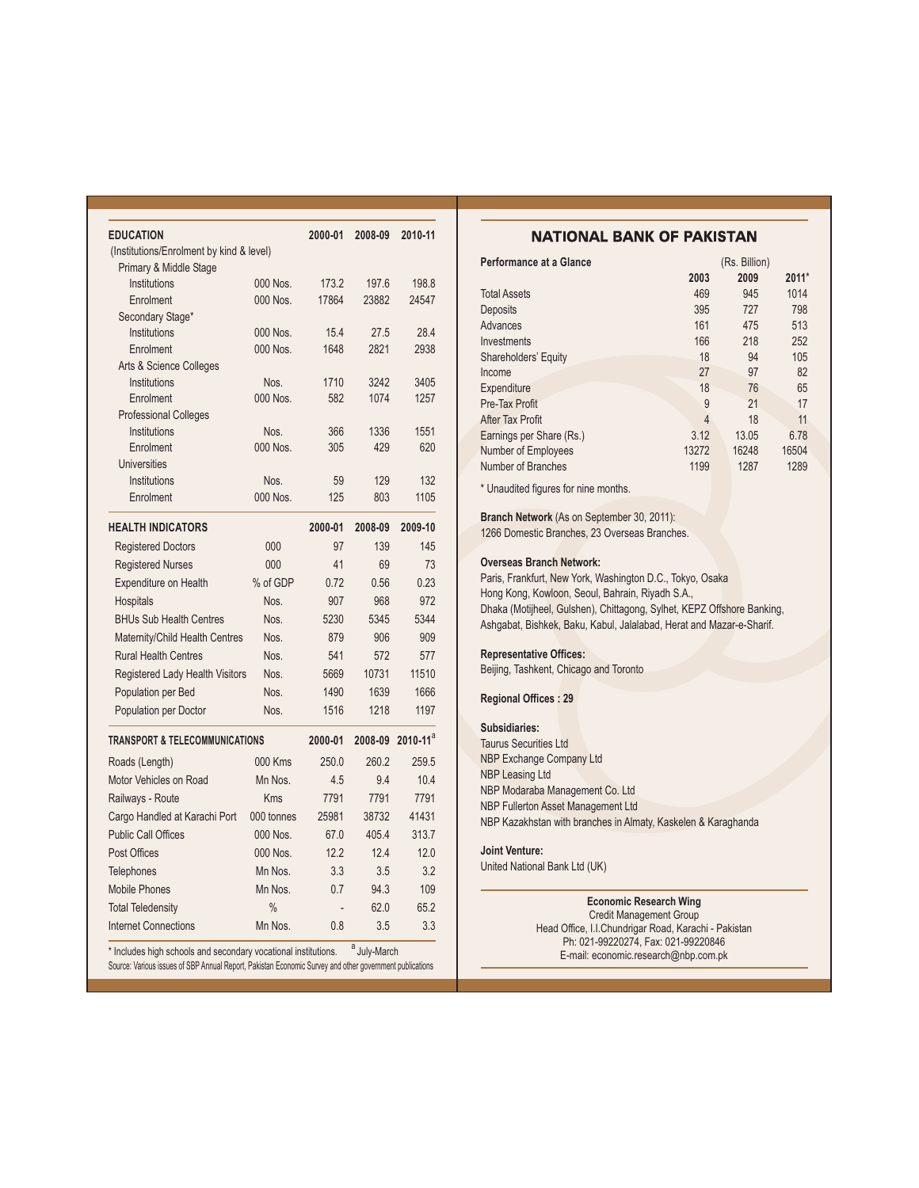| EDUCATION | | 2000-01 | 2008-09 | 2010-11 |
|---|---|---|---|---|
| (Institutions/Enrolment by kind & level) | | | | |
| Primary & Middle Stage | | | | |
| Institutions | 000 Nos. | 173.2 | 197.6 | 198.8 |
| Enrolment | 000 Nos. | 17864 | 23882 | 24547 |
| Secondary Stage* | | | | |
| Institutions | 000 Nos. | 15.4 | 27.5 | 28.4 |
| Enrolment | 000 Nos. | 1648 | 2821 | 2938 |
| Arts & Science Colleges | | | | |
| Institutions | Nos. | 1710 | 3242 | 3405 |
| Enrolment | 000 Nos. | 582 | 1074 | 1257 |
| Professional Colleges | | | | |
| Institutions | Nos. | 366 | 1336 | 1551 |
| Enrolment | 000 Nos. | 305 | 429 | 620 |
| Universities | | | | |
| Institutions | Nos. | 59 | 129 | 132 |
| Enrolment | 000 Nos. | 125 | 803 | 1105 |

| HEALTH INDICATORS | | 2000-01 | 2008-09 | 2009-10 |
|---|---|---|---|---|
| Registered Doctors | 000 | 97 | 139 | 145 |
| Registered Nurses | 000 | 41 | 69 | 73 |
| Expenditure on Health | % of GDP | 0.72 | 0.56 | 0.23 |
| Hospitals | Nos. | 907 | 968 | 972 |
| BHUs Sub Health Centres | Nos. | 5230 | 5345 | 5344 |
| Maternity/Child Health Centres | Nos. | 879 | 906 | 909 |
| Rural Health Centres | Nos. | 541 | 572 | 577 |
| Registered Lady Health Visitors | Nos. | 5669 | 10731 | 11510 |
| Population per Bed | Nos. | 1490 | 1639 | 1666 |
| Population per Doctor | Nos. | 1516 | 1218 | 1197 |

| TRANSPORT & TELECOMMUNICATIONS | | 2000-01 | 2008-09 | 2010-11[a] |
|---|---|---|---|---|
| Roads (Length) | 000 Kms | 250.0 | 260.2 | 259.5 |
| Motor Vehicles on Road | Mn Nos. | 4.5 | 9.4 | 10.4 |
| Railways - Route | Kms | 7791 | 7791 | 7791 |
| Cargo Handled at Karachi Port | 000 tonnes | 25981 | 38732 | 41431 |
| Public Call Offices | 000 Nos. | 67.0 | 405.4 | 313.7 |
| Post Offices | 000 Nos. | 12.2 | 12.4 | 12.0 |
| Telephones | Mn Nos. | 3.3 | 3.5 | 3.2 |
| Mobile Phones | Mn Nos. | 0.7 | 94.3 | 109 |
| Total Teledensity | % | - | 62.0 | 65.2 |
| Internet Connections | Mn Nos. | 0.8 | 3.5 | 3.3 |

* Includes high schools and secondary vocational institutions. [a] July-March

Source: Various issues of SBP Annual Report, Pakistan Economic Survey and other government publications

## NATIONAL BANK OF PAKISTAN

| Performance at a Glance | (Rs. Billion) | | |
|---|---|---|---|
| | 2003 | 2009 | 2011* |
| Total Assets | 469 | 945 | 1014 |
| Deposits | 395 | 727 | 798 |
| Advances | 161 | 475 | 513 |
| Investments | 166 | 218 | 252 |
| Shareholders' Equity | 18 | 94 | 105 |
| Income | 27 | 97 | 82 |
| Expenditure | 18 | 76 | 65 |
| Pre-Tax Profit | 9 | 21 | 17 |
| After Tax Profit | 4 | 18 | 11 |
| Earnings per Share (Rs.) | 3.12 | 13.05 | 6.78 |
| Number of Employees | 13272 | 16248 | 16504 |
| Number of Branches | 1199 | 1287 | 1289 |

* Unaudited figures for nine months.

**Branch Network** (As on September 30, 2011):
1266 Domestic Branches, 23 Overseas Branches.

**Overseas Branch Network:**
Paris, Frankfurt, New York, Washington D.C., Tokyo, Osaka
Hong Kong, Kowloon, Seoul, Bahrain, Riyadh S.A.,
Dhaka (Motijheel, Gulshen), Chittagong, Sylhet, KEPZ Offshore Banking,
Ashgabat, Bishkek, Baku, Kabul, Jalalabad, Herat and Mazar-e-Sharif.

**Representative Offices:**
Beijing, Tashkent, Chicago and Toronto

**Regional Offices : 29**

**Subsidiaries:**
Taurus Securities Ltd
NBP Exchange Company Ltd
NBP Leasing Ltd
NBP Modaraba Management Co. Ltd
NBP Fullerton Asset Management Ltd
NBP Kazakhstan with branches in Almaty, Kaskelen & Karaghanda

**Joint Venture:**
United National Bank Ltd (UK)

**Economic Research Wing**
Credit Management Group
Head Office, I.I.Chundrigar Road, Karachi - Pakistan
Ph: 021-99220274, Fax: 021-99220846
E-mail: economic.research@nbp.com.pk